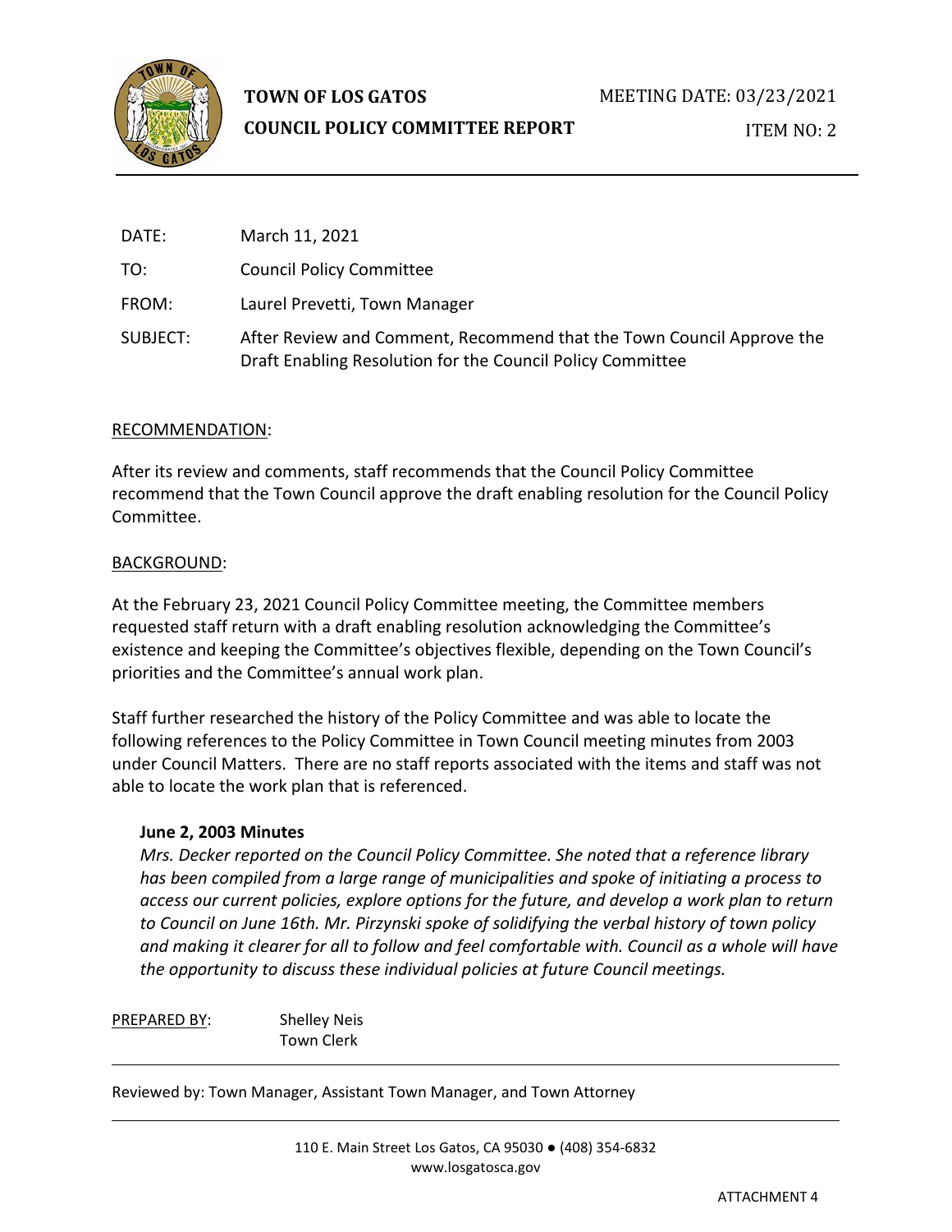**TOWN OF LOS GATOS**

**COUNCIL POLICY COMMITTEE REPORT**

MEETING DATE: 03/23/2021

ITEM NO: 2

| | |
|---|---|
| DATE: | March 11, 2021 |
| TO: | Council Policy Committee |
| FROM: | Laurel Prevetti, Town Manager |
| SUBJECT: | After Review and Comment, Recommend that the Town Council Approve the Draft Enabling Resolution for the Council Policy Committee |

RECOMMENDATION:

After its review and comments, staff recommends that the Council Policy Committee recommend that the Town Council approve the draft enabling resolution for the Council Policy Committee.

BACKGROUND:

At the February 23, 2021 Council Policy Committee meeting, the Committee members requested staff return with a draft enabling resolution acknowledging the Committee's existence and keeping the Committee's objectives flexible, depending on the Town Council's priorities and the Committee's annual work plan.

Staff further researched the history of the Policy Committee and was able to locate the following references to the Policy Committee in Town Council meeting minutes from 2003 under Council Matters. There are no staff reports associated with the items and staff was not able to locate the work plan that is referenced.

**June 2, 2003 Minutes**

*Mrs. Decker reported on the Council Policy Committee. She noted that a reference library has been compiled from a large range of municipalities and spoke of initiating a process to access our current policies, explore options for the future, and develop a work plan to return to Council on June 16th. Mr. Pirzynski spoke of solidifying the verbal history of town policy and making it clearer for all to follow and feel comfortable with. Council as a whole will have the opportunity to discuss these individual policies at future Council meetings.*

PREPARED BY: Shelley Neis
Town Clerk

Reviewed by: Town Manager, Assistant Town Manager, and Town Attorney

110 E. Main Street Los Gatos, CA 95030 ● (408) 354-6832
www.losgatosca.gov

ATTACHMENT 4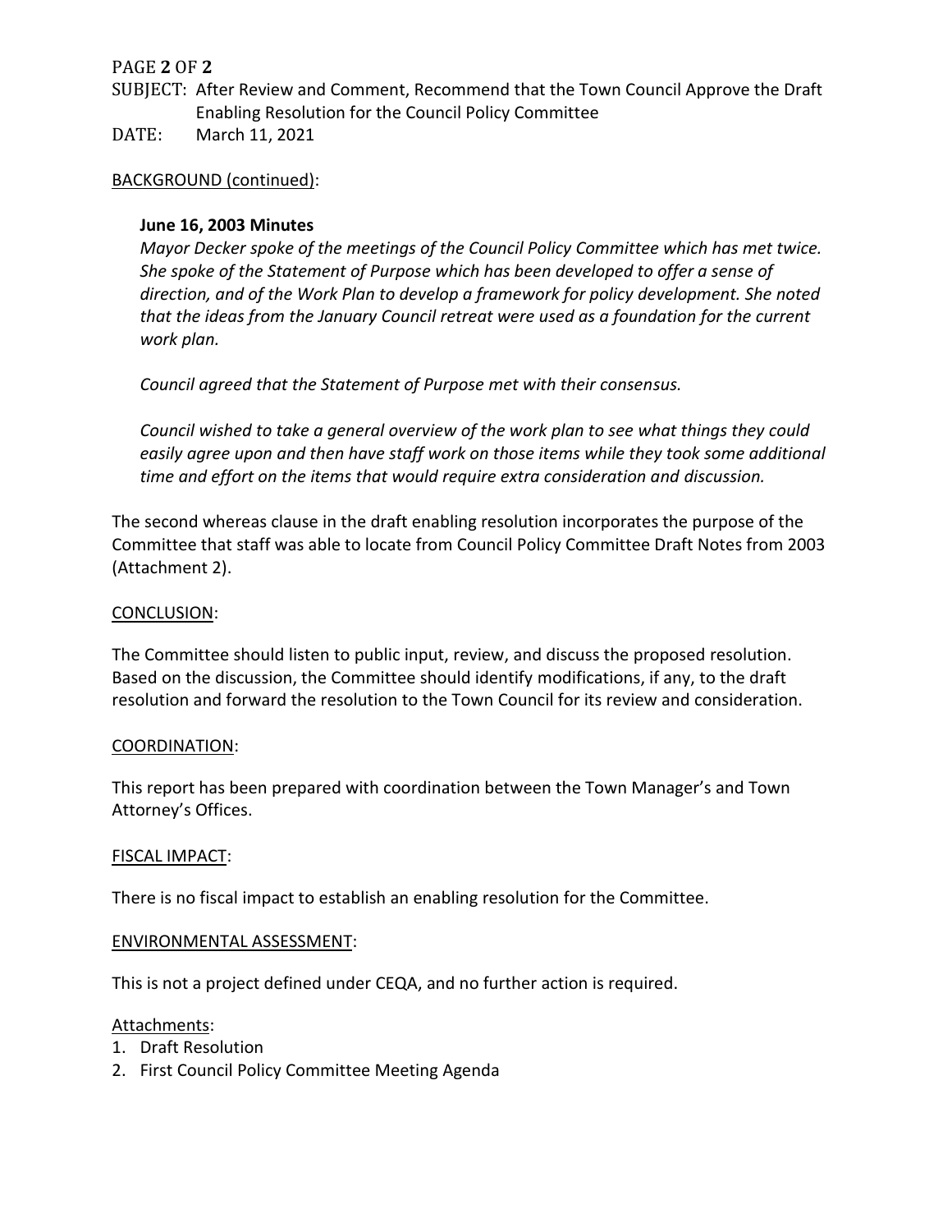SUBJECT: After Review and Comment, Recommend that the Town Council Approve the Draft Enabling Resolution for the Council Policy Committee

DATE: March 11, 2021

BACKGROUND (continued):

**June 16, 2003 Minutes**

*Mayor Decker spoke of the meetings of the Council Policy Committee which has met twice. She spoke of the Statement of Purpose which has been developed to offer a sense of direction, and of the Work Plan to develop a framework for policy development. She noted that the ideas from the January Council retreat were used as a foundation for the current work plan.*

*Council agreed that the Statement of Purpose met with their consensus.*

*Council wished to take a general overview of the work plan to see what things they could easily agree upon and then have staff work on those items while they took some additional time and effort on the items that would require extra consideration and discussion.*

The second whereas clause in the draft enabling resolution incorporates the purpose of the Committee that staff was able to locate from Council Policy Committee Draft Notes from 2003 (Attachment 2).

CONCLUSION:

The Committee should listen to public input, review, and discuss the proposed resolution. Based on the discussion, the Committee should identify modifications, if any, to the draft resolution and forward the resolution to the Town Council for its review and consideration.

COORDINATION:

This report has been prepared with coordination between the Town Manager's and Town Attorney's Offices.

FISCAL IMPACT:

There is no fiscal impact to establish an enabling resolution for the Committee.

ENVIRONMENTAL ASSESSMENT:

This is not a project defined under CEQA, and no further action is required.

Attachments:

1. Draft Resolution
2. First Council Policy Committee Meeting Agenda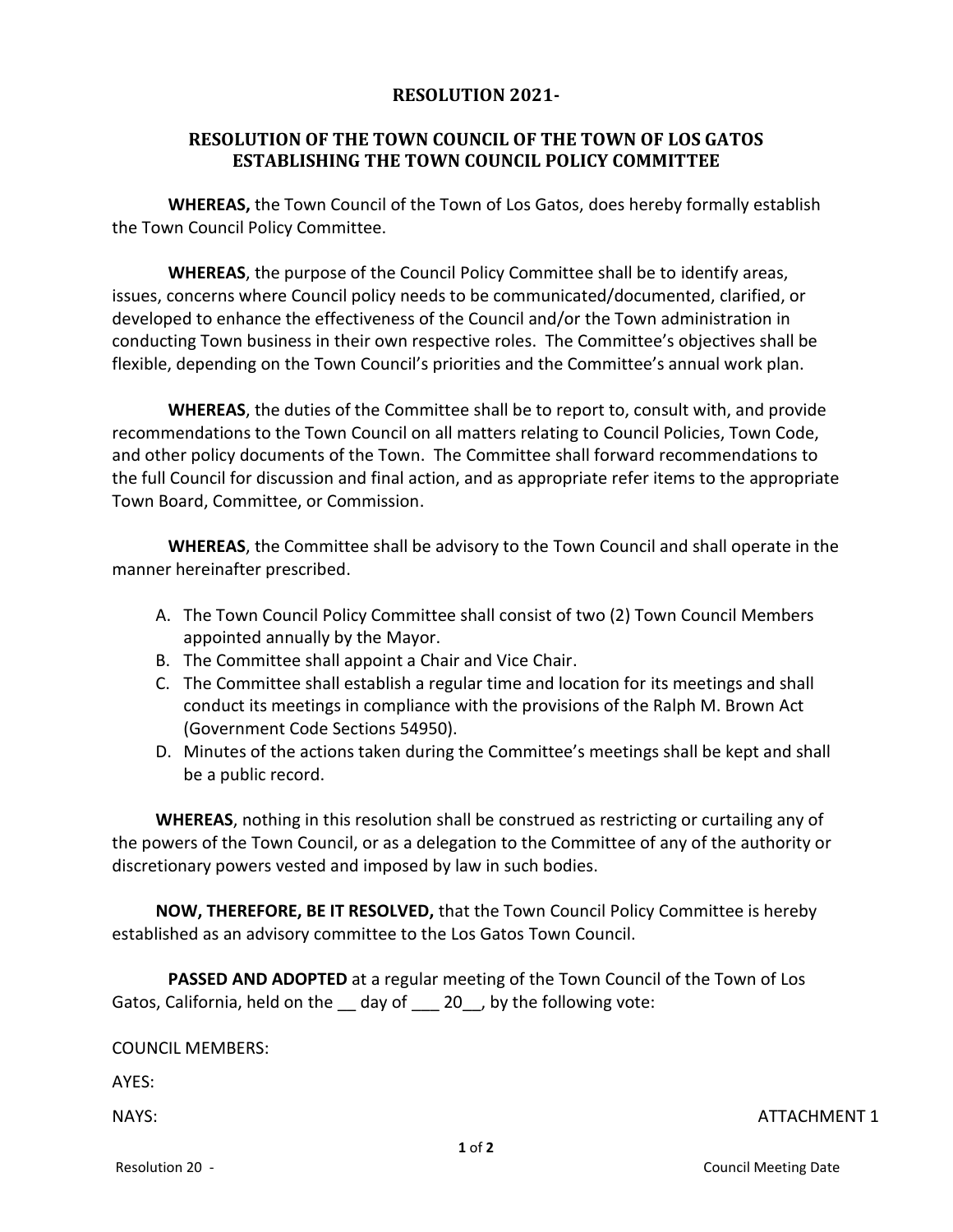**RESOLUTION 2021-**

**RESOLUTION OF THE TOWN COUNCIL OF THE TOWN OF LOS GATOS ESTABLISHING THE TOWN COUNCIL POLICY COMMITTEE**

**WHEREAS,** the Town Council of the Town of Los Gatos, does hereby formally establish the Town Council Policy Committee.

**WHEREAS**, the purpose of the Council Policy Committee shall be to identify areas, issues, concerns where Council policy needs to be communicated/documented, clarified, or developed to enhance the effectiveness of the Council and/or the Town administration in conducting Town business in their own respective roles. The Committee's objectives shall be flexible, depending on the Town Council's priorities and the Committee's annual work plan.

**WHEREAS**, the duties of the Committee shall be to report to, consult with, and provide recommendations to the Town Council on all matters relating to Council Policies, Town Code, and other policy documents of the Town. The Committee shall forward recommendations to the full Council for discussion and final action, and as appropriate refer items to the appropriate Town Board, Committee, or Commission.

**WHEREAS**, the Committee shall be advisory to the Town Council and shall operate in the manner hereinafter prescribed.

A. The Town Council Policy Committee shall consist of two (2) Town Council Members appointed annually by the Mayor.
B. The Committee shall appoint a Chair and Vice Chair.
C. The Committee shall establish a regular time and location for its meetings and shall conduct its meetings in compliance with the provisions of the Ralph M. Brown Act (Government Code Sections 54950).
D. Minutes of the actions taken during the Committee's meetings shall be kept and shall be a public record.

**WHEREAS**, nothing in this resolution shall be construed as restricting or curtailing any of the powers of the Town Council, or as a delegation to the Committee of any of the authority or discretionary powers vested and imposed by law in such bodies.

**NOW, THEREFORE, BE IT RESOLVED,** that the Town Council Policy Committee is hereby established as an advisory committee to the Los Gatos Town Council.

**PASSED AND ADOPTED** at a regular meeting of the Town Council of the Town of Los Gatos, California, held on the __ day of ___ 20__, by the following vote:

COUNCIL MEMBERS:

AYES:

NAYS:

ATTACHMENT 1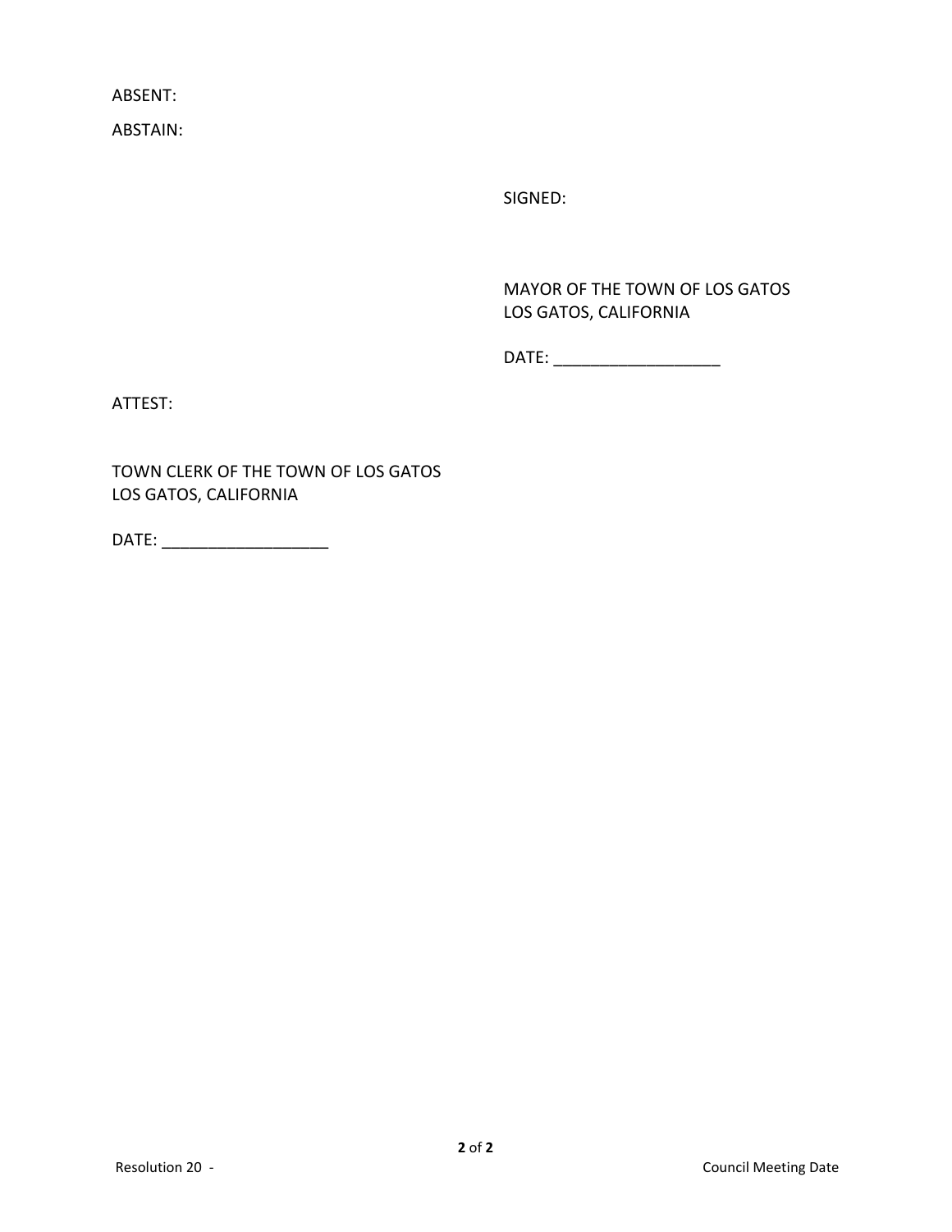ABSENT:

ABSTAIN:

SIGNED:

MAYOR OF THE TOWN OF LOS GATOS
LOS GATOS, CALIFORNIA

DATE: ___________________

ATTEST:

TOWN CLERK OF THE TOWN OF LOS GATOS
LOS GATOS, CALIFORNIA

DATE: ___________________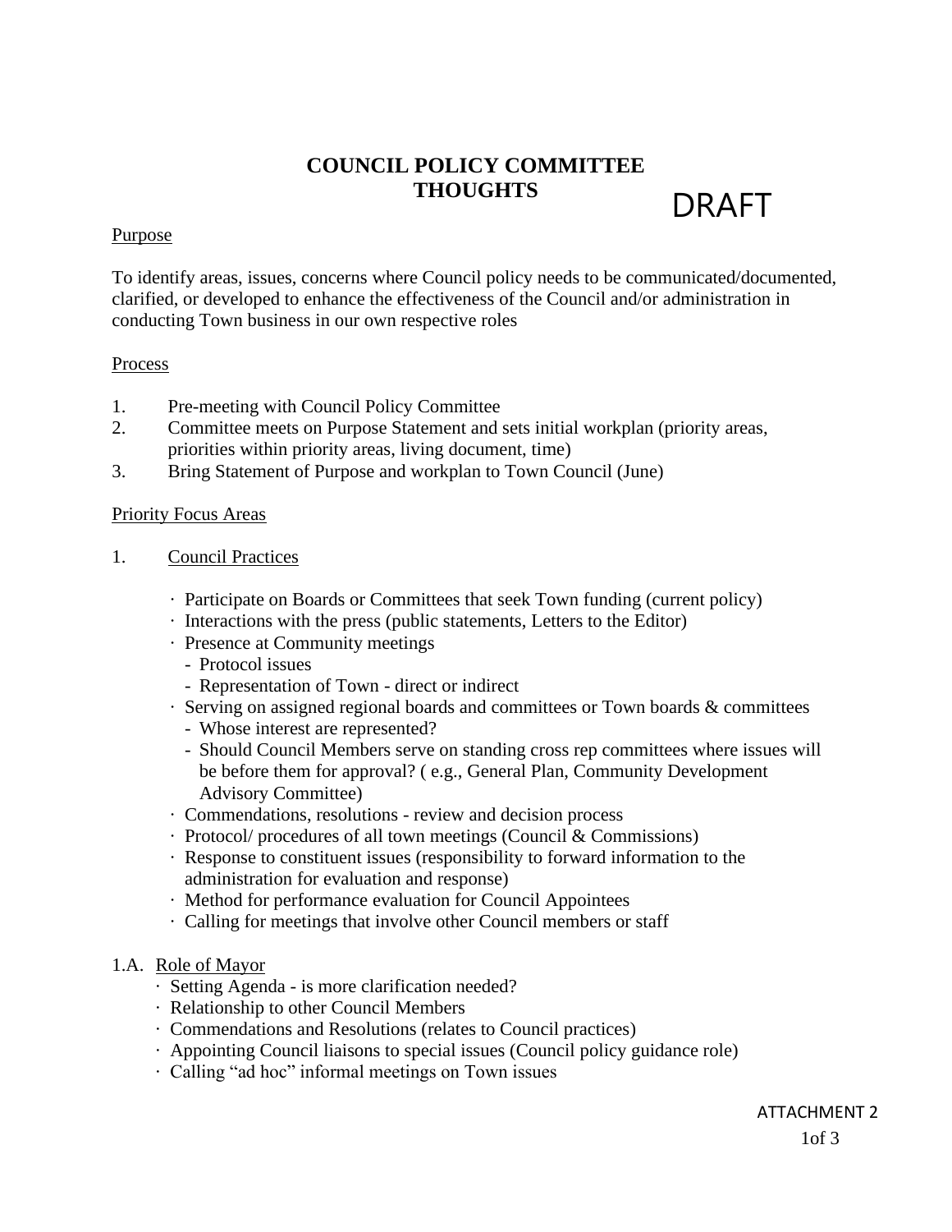# COUNCIL POLICY COMMITTEE THOUGHTS

DRAFT

Purpose

To identify areas, issues, concerns where Council policy needs to be communicated/documented, clarified, or developed to enhance the effectiveness of the Council and/or administration in conducting Town business in our own respective roles

Process

1. Pre-meeting with Council Policy Committee
2. Committee meets on Purpose Statement and sets initial workplan (priority areas, priorities within priority areas, living document, time)
3. Bring Statement of Purpose and workplan to Town Council (June)

Priority Focus Areas

1. Council Practices

   - Participate on Boards or Committees that seek Town funding (current policy)
   - Interactions with the press (public statements, Letters to the Editor)
   - Presence at Community meetings
     - Protocol issues
     - Representation of Town - direct or indirect
   - Serving on assigned regional boards and committees or Town boards & committees
     - Whose interest are represented?
     - Should Council Members serve on standing cross rep committees where issues will be before them for approval? ( e.g., General Plan, Community Development Advisory Committee)
   - Commendations, resolutions - review and decision process
   - Protocol/ procedures of all town meetings (Council & Commissions)
   - Response to constituent issues (responsibility to forward information to the administration for evaluation and response)
   - Method for performance evaluation for Council Appointees
   - Calling for meetings that involve other Council members or staff

1.A. Role of Mayor

   - Setting Agenda - is more clarification needed?
   - Relationship to other Council Members
   - Commendations and Resolutions (relates to Council practices)
   - Appointing Council liaisons to special issues (Council policy guidance role)
   - Calling "ad hoc" informal meetings on Town issues

ATTACHMENT 2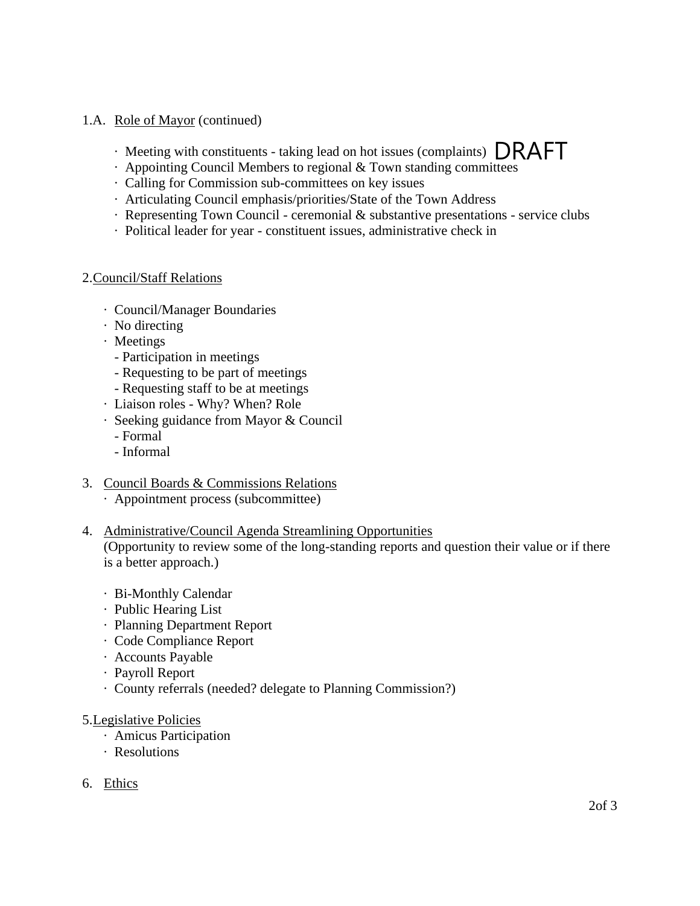1.A. Role of Mayor (continued)

- Meeting with constituents - taking lead on hot issues (complaints) DRAFT
- Appointing Council Members to regional & Town standing committees
- Calling for Commission sub-committees on key issues
- Articulating Council emphasis/priorities/State of the Town Address
- Representing Town Council - ceremonial & substantive presentations - service clubs
- Political leader for year - constituent issues, administrative check in

2. Council/Staff Relations

- Council/Manager Boundaries
- No directing
- Meetings
  - Participation in meetings
  - Requesting to be part of meetings
  - Requesting staff to be at meetings
- Liaison roles - Why? When? Role
- Seeking guidance from Mayor & Council
  - Formal
  - Informal

3. Council Boards & Commissions Relations
   - Appointment process (subcommittee)

4. Administrative/Council Agenda Streamlining Opportunities
   (Opportunity to review some of the long-standing reports and question their value or if there is a better approach.)

   - Bi-Monthly Calendar
   - Public Hearing List
   - Planning Department Report
   - Code Compliance Report
   - Accounts Payable
   - Payroll Report
   - County referrals (needed? delegate to Planning Commission?)

5. Legislative Policies
   - Amicus Participation
   - Resolutions

6. Ethics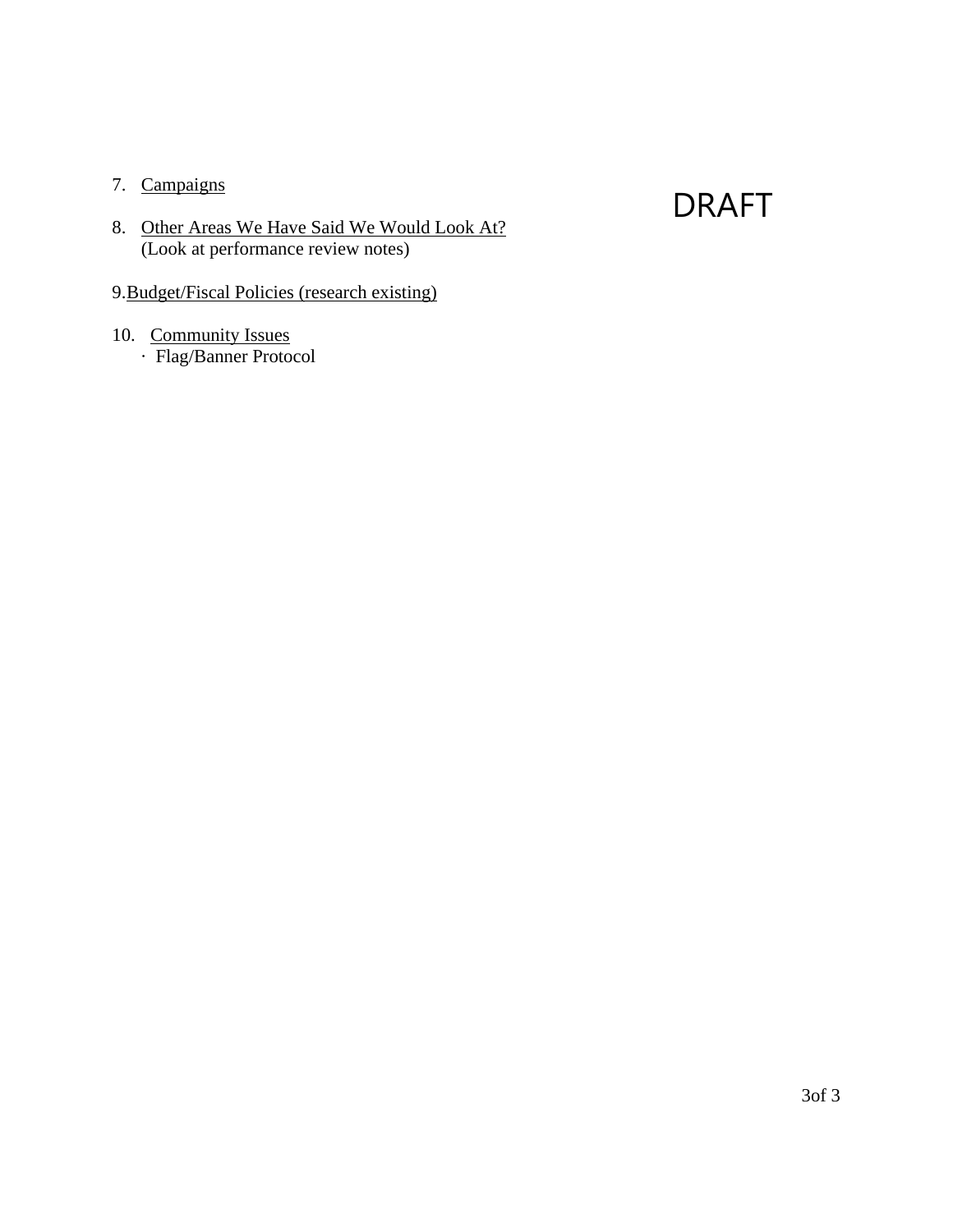DRAFT

7. <u>Campaigns</u>

8. <u>Other Areas We Have Said We Would Look At?</u>
   (Look at performance review notes)

9. <u>Budget/Fiscal Policies (research existing)</u>

10. <u>Community Issues</u>
    - Flag/Banner Protocol